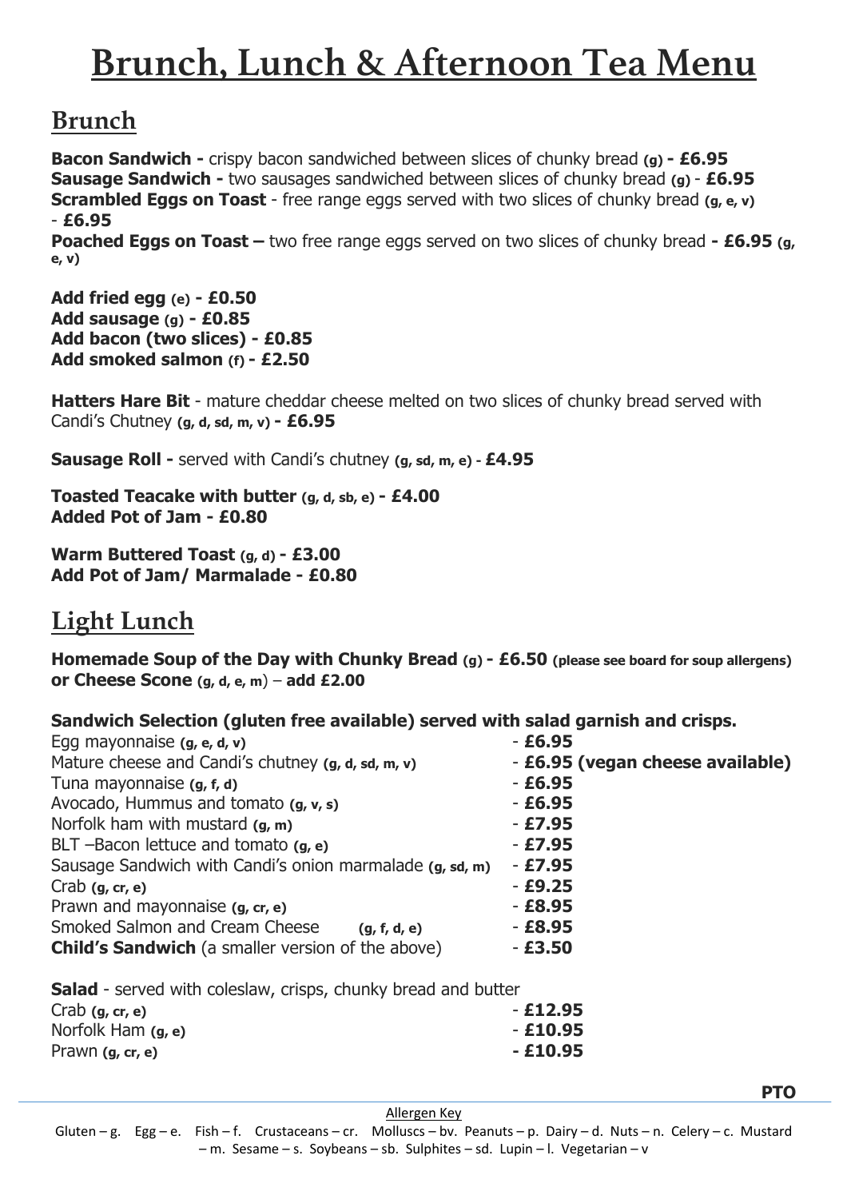# Brunch, Lunch & Afternoon Tea Menu

## Brunch

**Bacon Sandwich -** crispy bacon sandwiched between slices of chunky bread **(g) - £6.95**
**Sausage Sandwich -** two sausages sandwiched between slices of chunky bread **(g)** - **£6.95**
**Scrambled Eggs on Toast** - free range eggs served with two slices of chunky bread **(g, e, v)** - **£6.95**
**Poached Eggs on Toast –** two free range eggs served on two slices of chunky bread **- £6.95 (g, e, v)**

**Add fried egg (e) - £0.50**
**Add sausage (g) - £0.85**
**Add bacon (two slices) - £0.85**
**Add smoked salmon (f) - £2.50**

**Hatters Hare Bit** - mature cheddar cheese melted on two slices of chunky bread served with Candi's Chutney **(g, d, sd, m, v) - £6.95**

**Sausage Roll -** served with Candi's chutney **(g, sd, m, e)** - **£4.95**

**Toasted Teacake with butter (g, d, sb, e) - £4.00**
**Added Pot of Jam - £0.80**

**Warm Buttered Toast (g, d) - £3.00**
**Add Pot of Jam/ Marmalade - £0.80**

## Light Lunch

**Homemade Soup of the Day with Chunky Bread (g) - £6.50 (please see board for soup allergens)**
**or Cheese Scone (g, d, e, m)** – **add £2.00**

**Sandwich Selection (gluten free available) served with salad garnish and crisps.**

| | |
|---|---|
| Egg mayonnaise **(g, e, d, v)** | - **£6.95** |
| Mature cheese and Candi's chutney **(g, d, sd, m, v)** | - **£6.95 (vegan cheese available)** |
| Tuna mayonnaise **(g, f, d)** | - **£6.95** |
| Avocado, Hummus and tomato **(g, v, s)** | - **£6.95** |
| Norfolk ham with mustard **(g, m)** | - **£7.95** |
| BLT –Bacon lettuce and tomato **(g, e)** | - **£7.95** |
| Sausage Sandwich with Candi's onion marmalade **(g, sd, m)** | - **£7.95** |
| Crab **(g, cr, e)** | - **£9.25** |
| Prawn and mayonnaise **(g, cr, e)** | - **£8.95** |
| Smoked Salmon and Cream Cheese **(g, f, d, e)** | - **£8.95** |
| **Child's Sandwich** (a smaller version of the above) | - **£3.50** |

**Salad** - served with coleslaw, crisps, chunky bread and butter

| | |
|---|---|
| Crab **(g, cr, e)** | - **£12.95** |
| Norfolk Ham **(g, e)** | - **£10.95** |
| Prawn **(g, cr, e)** | **- £10.95** |

**PTO**

Allergen Key

Gluten – g. Egg – e. Fish – f. Crustaceans – cr. Molluscs – bv. Peanuts – p. Dairy – d. Nuts – n. Celery – c. Mustard – m. Sesame – s. Soybeans – sb. Sulphites – sd. Lupin – l. Vegetarian – v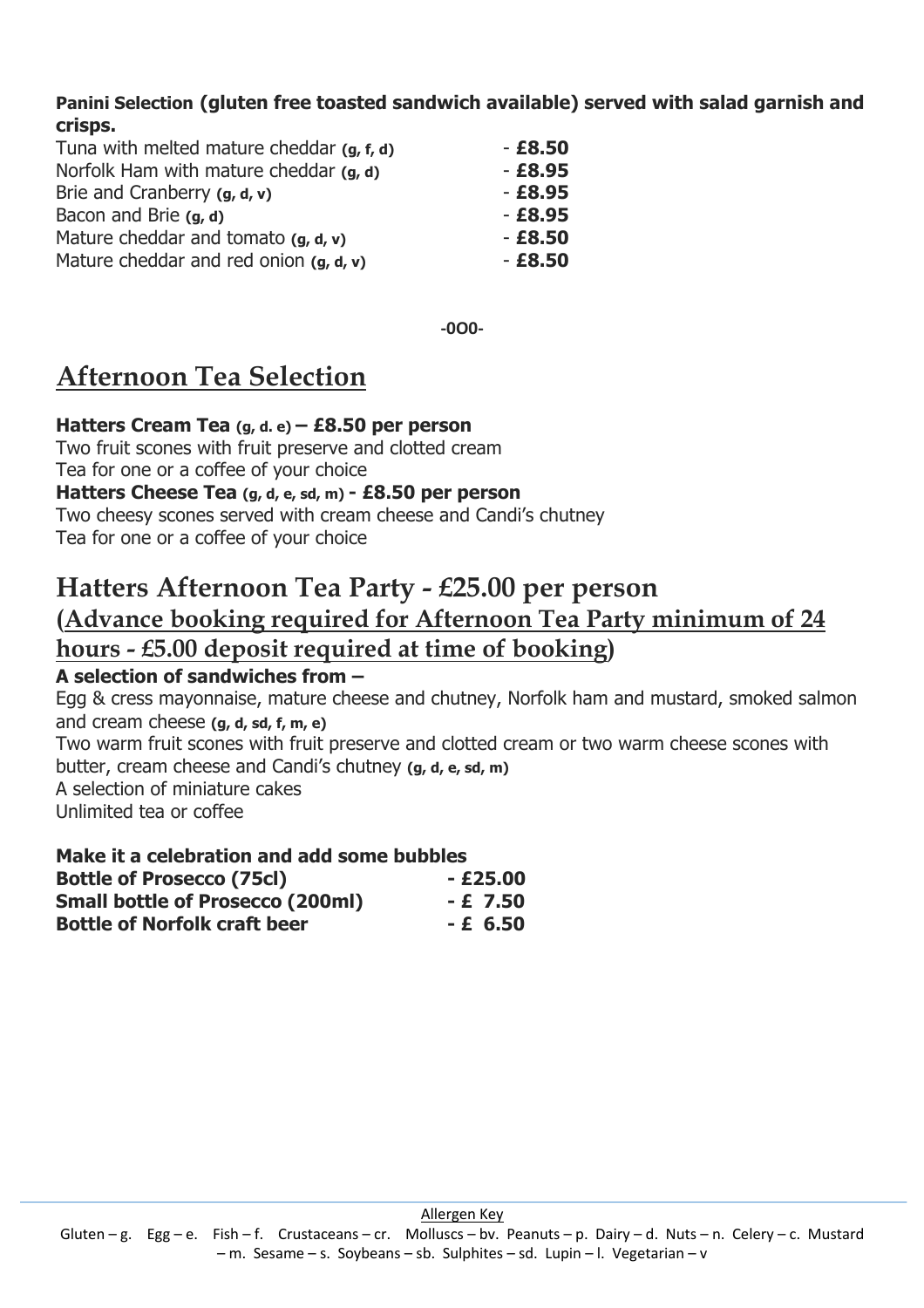**Panini Selection (gluten free toasted sandwich available) served with salad garnish and crisps.**

| | |
|---|---|
| Tuna with melted mature cheddar **(g, f, d)** | - **£8.50** |
| Norfolk Ham with mature cheddar **(g, d)** | - **£8.95** |
| Brie and Cranberry **(g, d, v)** | - **£8.95** |
| Bacon and Brie **(g, d)** | - **£8.95** |
| Mature cheddar and tomato **(g, d, v)** | - **£8.50** |
| Mature cheddar and red onion **(g, d, v)** | - **£8.50** |

-0O0-

# Afternoon Tea Selection

**Hatters Cream Tea (g, d. e) – £8.50 per person**
Two fruit scones with fruit preserve and clotted cream
Tea for one or a coffee of your choice

**Hatters Cheese Tea (g, d, e, sd, m) - £8.50 per person**
Two cheesy scones served with cream cheese and Candi's chutney
Tea for one or a coffee of your choice

## Hatters Afternoon Tea Party - £25.00 per person

## (Advance booking required for Afternoon Tea Party minimum of 24 hours - £5.00 deposit required at time of booking)

**A selection of sandwiches from –**
Egg & cress mayonnaise, mature cheese and chutney, Norfolk ham and mustard, smoked salmon and cream cheese **(g, d, sd, f, m, e)**
Two warm fruit scones with fruit preserve and clotted cream or two warm cheese scones with butter, cream cheese and Candi's chutney **(g, d, e, sd, m)**
A selection of miniature cakes
Unlimited tea or coffee

**Make it a celebration and add some bubbles**

| | |
|---|---|
| **Bottle of Prosecco (75cl)** | **- £25.00** |
| **Small bottle of Prosecco (200ml)** | **- £ 7.50** |
| **Bottle of Norfolk craft beer** | **- £ 6.50** |

Allergen Key

Gluten – g. Egg – e. Fish – f. Crustaceans – cr. Molluscs – bv. Peanuts – p. Dairy – d. Nuts – n. Celery – c. Mustard – m. Sesame – s. Soybeans – sb. Sulphites – sd. Lupin – l. Vegetarian – v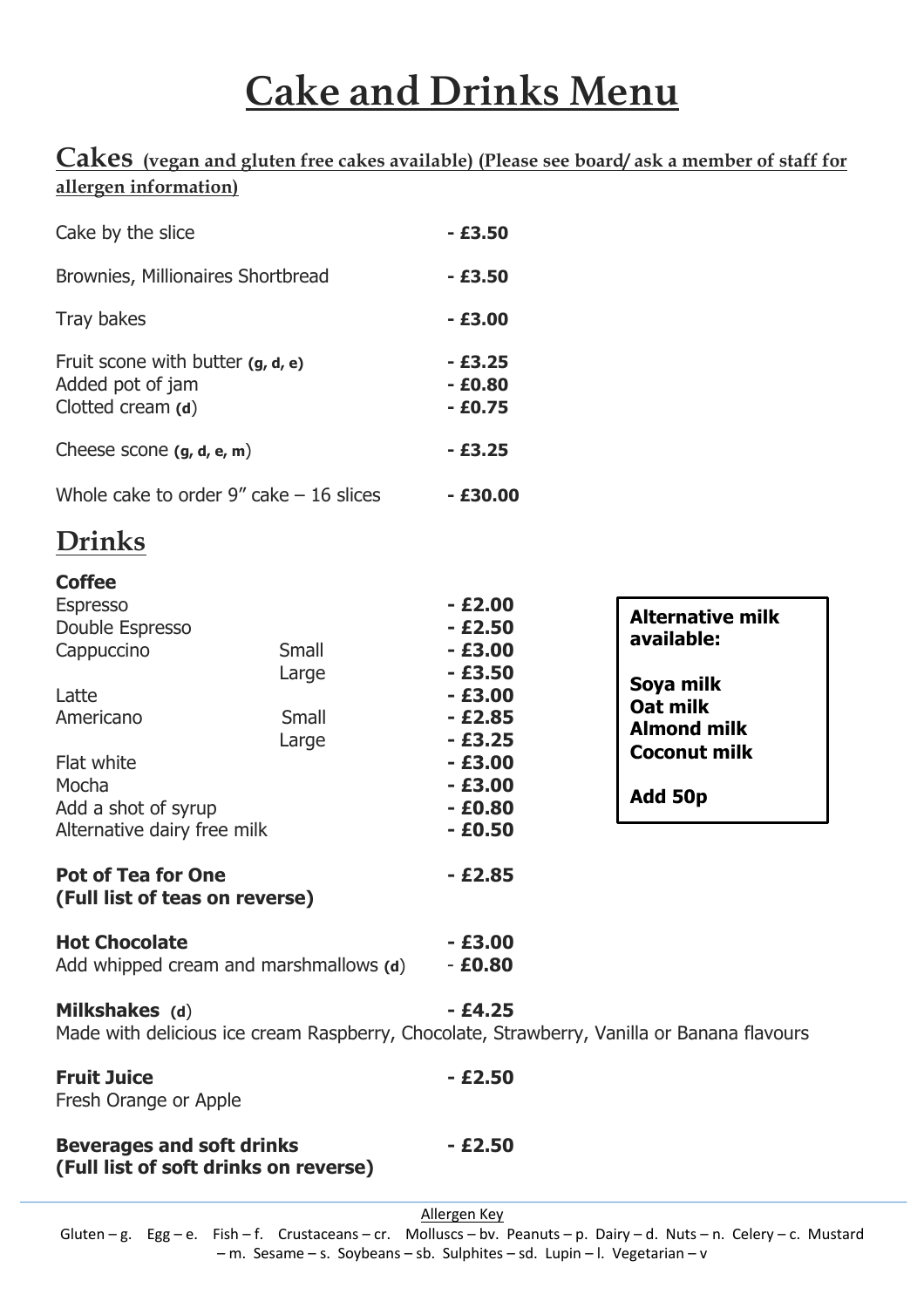# Cake and Drinks Menu

## Cakes (vegan and gluten free cakes available) (Please see board/ ask a member of staff for allergen information)

| | |
|---|---|
| Cake by the slice | - £3.50 |
| Brownies, Millionaires Shortbread | - £3.50 |
| Tray bakes | - £3.00 |
| Fruit scone with butter **(g, d, e)** | - £3.25 |
| Added pot of jam | - £0.80 |
| Clotted cream **(d)** | - £0.75 |
| Cheese scone **(g, d, e, m)** | - £3.25 |
| Whole cake to order 9" cake – 16 slices | - £30.00 |

## Drinks

**Coffee**

| | | |
|---|---|---|
| Espresso | | - £2.00 |
| Double Espresso | | - £2.50 |
| Cappuccino | Small | - £3.00 |
| | Large | - £3.50 |
| Latte | | - £3.00 |
| Americano | Small | - £2.85 |
| | Large | - £3.25 |
| Flat white | | - £3.00 |
| Mocha | | - £3.00 |
| Add a shot of syrup | | - £0.80 |
| Alternative dairy free milk | | - £0.50 |

**Alternative milk available:**

**Soya milk**
**Oat milk**
**Almond milk**
**Coconut milk**

**Add 50p**

**Pot of Tea for One** - £2.85
**(Full list of teas on reverse)**

**Hot Chocolate** - £3.00
Add whipped cream and marshmallows **(d)** - **£0.80**

**Milkshakes (d)** - £4.25
Made with delicious ice cream Raspberry, Chocolate, Strawberry, Vanilla or Banana flavours

**Fruit Juice** - £2.50
Fresh Orange or Apple

**Beverages and soft drinks** - £2.50
**(Full list of soft drinks on reverse)**

Allergen Key

Gluten – g. Egg – e. Fish – f. Crustaceans – cr. Molluscs – bv. Peanuts – p. Dairy – d. Nuts – n. Celery – c. Mustard – m. Sesame – s. Soybeans – sb. Sulphites – sd. Lupin – l. Vegetarian – v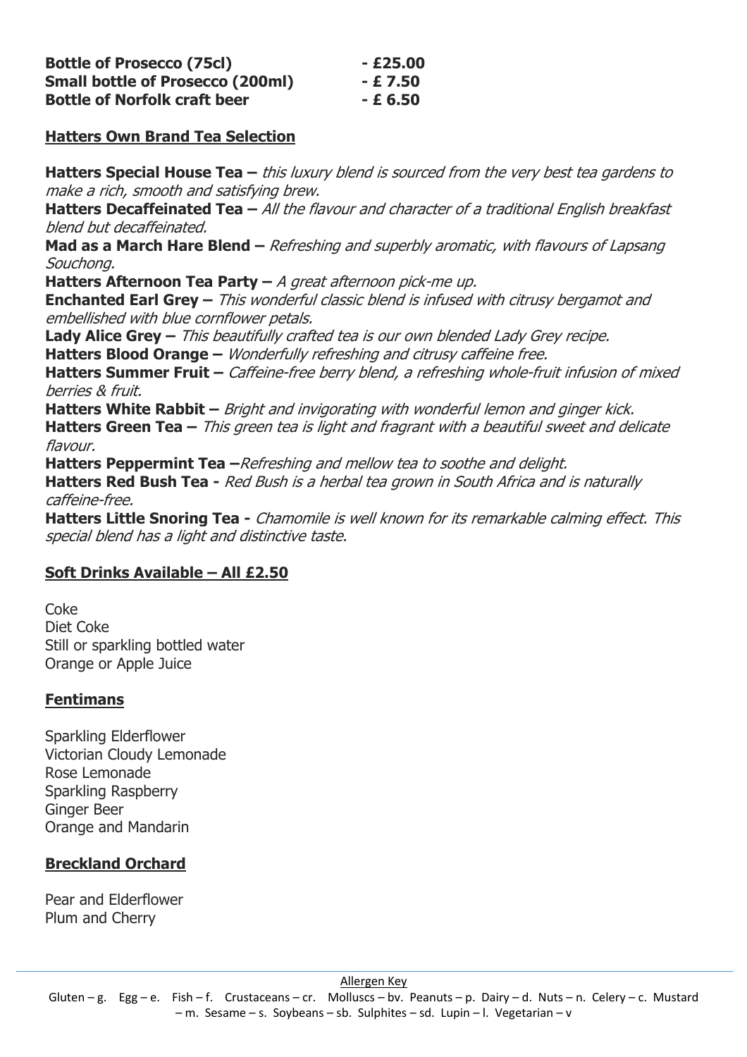**Bottle of Prosecco (75cl) - £25.00**
**Small bottle of Prosecco (200ml) - £ 7.50**
**Bottle of Norfolk craft beer - £ 6.50**

## Hatters Own Brand Tea Selection

**Hatters Special House Tea –** *this luxury blend is sourced from the very best tea gardens to make a rich, smooth and satisfying brew.*
**Hatters Decaffeinated Tea –** *All the flavour and character of a traditional English breakfast blend but decaffeinated.*
**Mad as a March Hare Blend –** *Refreshing and superbly aromatic, with flavours of Lapsang Souchong.*
**Hatters Afternoon Tea Party –** *A great afternoon pick-me up.*
**Enchanted Earl Grey –** *This wonderful classic blend is infused with citrusy bergamot and embellished with blue cornflower petals.*
**Lady Alice Grey –** *This beautifully crafted tea is our own blended Lady Grey recipe.*
**Hatters Blood Orange –** *Wonderfully refreshing and citrusy caffeine free.*
**Hatters Summer Fruit –** *Caffeine-free berry blend, a refreshing whole-fruit infusion of mixed berries & fruit.*
**Hatters White Rabbit –** *Bright and invigorating with wonderful lemon and ginger kick.*
**Hatters Green Tea –** *This green tea is light and fragrant with a beautiful sweet and delicate flavour.*
**Hatters Peppermint Tea –***Refreshing and mellow tea to soothe and delight.*
**Hatters Red Bush Tea -** *Red Bush is a herbal tea grown in South Africa and is naturally caffeine-free.*
**Hatters Little Snoring Tea -** *Chamomile is well known for its remarkable calming effect. This special blend has a light and distinctive taste.*

## Soft Drinks Available – All £2.50

Coke
Diet Coke
Still or sparkling bottled water
Orange or Apple Juice

## Fentimans

Sparkling Elderflower
Victorian Cloudy Lemonade
Rose Lemonade
Sparkling Raspberry
Ginger Beer
Orange and Mandarin

## Breckland Orchard

Pear and Elderflower
Plum and Cherry

Allergen Key

Gluten – g. Egg – e. Fish – f. Crustaceans – cr. Molluscs – bv. Peanuts – p. Dairy – d. Nuts – n. Celery – c. Mustard – m. Sesame – s. Soybeans – sb. Sulphites – sd. Lupin – l. Vegetarian – v